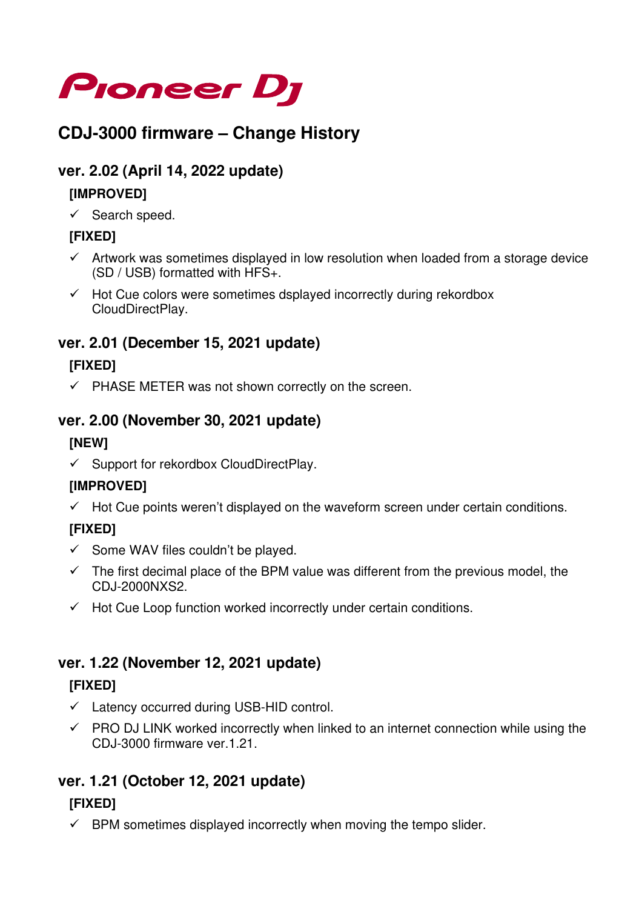Pioneer DJ

# CDJ-3000 firmware – Change History

## ver. 2.02 (April 14, 2022 update)

### [IMPROVED]

- ✓ Search speed.

### [FIXED]

- ✓ Artwork was sometimes displayed in low resolution when loaded from a storage device (SD / USB) formatted with HFS+.
- ✓ Hot Cue colors were sometimes dsplayed incorrectly during rekordbox CloudDirectPlay.

## ver. 2.01 (December 15, 2021 update)

### [FIXED]

- ✓ PHASE METER was not shown correctly on the screen.

## ver. 2.00 (November 30, 2021 update)

### [NEW]

- ✓ Support for rekordbox CloudDirectPlay.

### [IMPROVED]

- ✓ Hot Cue points weren't displayed on the waveform screen under certain conditions.

### [FIXED]

- ✓ Some WAV files couldn't be played.
- ✓ The first decimal place of the BPM value was different from the previous model, the CDJ-2000NXS2.
- ✓ Hot Cue Loop function worked incorrectly under certain conditions.

## ver. 1.22 (November 12, 2021 update)

### [FIXED]

- ✓ Latency occurred during USB-HID control.
- ✓ PRO DJ LINK worked incorrectly when linked to an internet connection while using the CDJ-3000 firmware ver.1.21.

## ver. 1.21 (October 12, 2021 update)

### [FIXED]

- ✓ BPM sometimes displayed incorrectly when moving the tempo slider.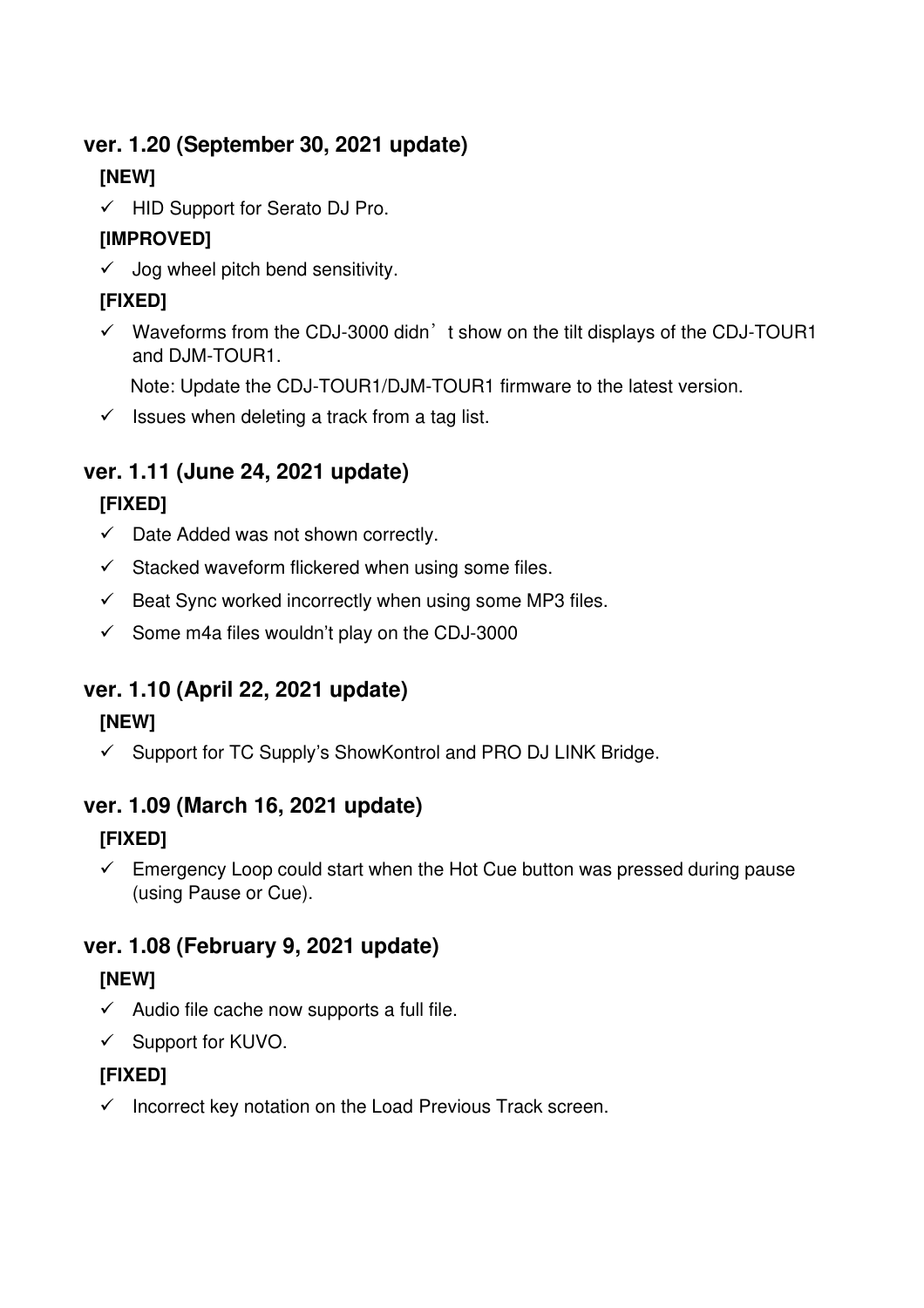## ver. 1.20 (September 30, 2021 update)

**[NEW]**

- ✓ HID Support for Serato DJ Pro.

**[IMPROVED]**

- ✓ Jog wheel pitch bend sensitivity.

**[FIXED]**

- ✓ Waveforms from the CDJ-3000 didn't show on the tilt displays of the CDJ-TOUR1 and DJM-TOUR1.

  Note: Update the CDJ-TOUR1/DJM-TOUR1 firmware to the latest version.

- ✓ Issues when deleting a track from a tag list.

## ver. 1.11 (June 24, 2021 update)

**[FIXED]**

- ✓ Date Added was not shown correctly.
- ✓ Stacked waveform flickered when using some files.
- ✓ Beat Sync worked incorrectly when using some MP3 files.
- ✓ Some m4a files wouldn't play on the CDJ-3000

## ver. 1.10 (April 22, 2021 update)

**[NEW]**

- ✓ Support for TC Supply's ShowKontrol and PRO DJ LINK Bridge.

## ver. 1.09 (March 16, 2021 update)

**[FIXED]**

- ✓ Emergency Loop could start when the Hot Cue button was pressed during pause (using Pause or Cue).

## ver. 1.08 (February 9, 2021 update)

**[NEW]**

- ✓ Audio file cache now supports a full file.
- ✓ Support for KUVO.

**[FIXED]**

- ✓ Incorrect key notation on the Load Previous Track screen.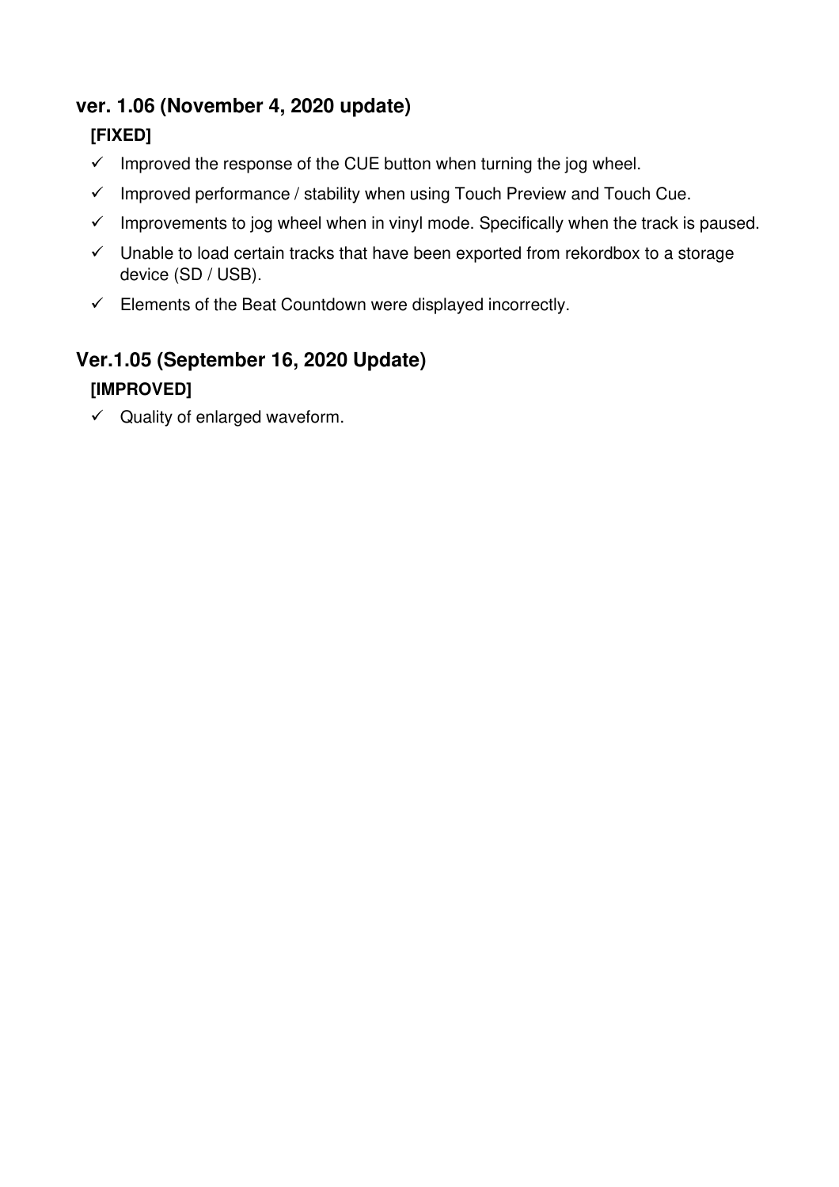## ver. 1.06 (November 4, 2020 update)

### [FIXED]

- ✓ Improved the response of the CUE button when turning the jog wheel.
- ✓ Improved performance / stability when using Touch Preview and Touch Cue.
- ✓ Improvements to jog wheel when in vinyl mode. Specifically when the track is paused.
- ✓ Unable to load certain tracks that have been exported from rekordbox to a storage device (SD / USB).
- ✓ Elements of the Beat Countdown were displayed incorrectly.

## Ver.1.05 (September 16, 2020 Update)

### [IMPROVED]

- ✓ Quality of enlarged waveform.